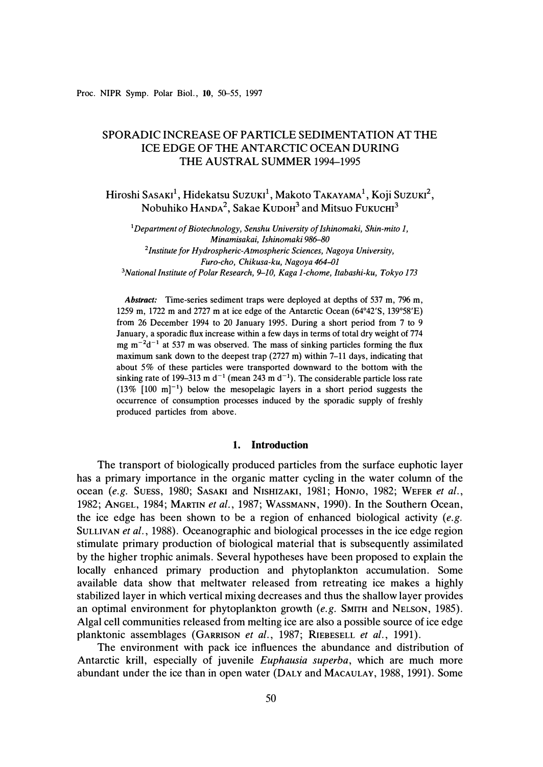# SPORADIC INCREASE OF PARTICLE SEDIMENTATION AT THE ICE EDGE OF THE ANTARCTIC OCEAN DURING THE AUSTRAL SUMMER 1994–1995

Hiroshi SASAKI[1], Hidekatsu SUZUKI[1], Makoto TAKAYAMA[1], Koji SUZUKI[2], Nobuhiko HANDA[2], Sakae KUDOH[3] and Mitsuo FUKUCHI[3]

[1]*Department of Biotechnology, Senshu University of Ishinomaki, Shin-mito 1, Minamisakai, Ishinomaki 986-80*

[2]*Institute for Hydrospheric-Atmospheric Sciences, Nagoya University, Furo-cho, Chikusa-ku, Nagoya 464-01*

[3]*National Institute of Polar Research, 9-10, Kaga 1-chome, Itabashi-ku, Tokyo 173*

***Abstract:*** Time-series sediment traps were deployed at depths of 537 m, 796 m, 1259 m, 1722 m and 2727 m at ice edge of the Antarctic Ocean (64°42′S, 139°58′E) from 26 December 1994 to 20 January 1995. During a short period from 7 to 9 January, a sporadic flux increase within a few days in terms of total dry weight of 774 mg $m^{-2}d^{-1}$ at 537 m was observed. The mass of sinking particles forming the flux maximum sank down to the deepest trap (2727 m) within 7–11 days, indicating that about 5% of these particles were transported downward to the bottom with the sinking rate of 199–313 m $d^{-1}$ (mean 243 m $d^{-1}$). The considerable particle loss rate (13% [100 m]$^{-1}$) below the mesopelagic layers in a short period suggests the occurrence of consumption processes induced by the sporadic supply of freshly produced particles from above.

## 1. Introduction

The transport of biologically produced particles from the surface euphotic layer has a primary importance in the organic matter cycling in the water column of the ocean (*e.g.* SUESS, 1980; SASAKI and NISHIZAKI, 1981; HONJO, 1982; WEFER *et al.*, 1982; ANGEL, 1984; MARTIN *et al.*, 1987; WASSMANN, 1990). In the Southern Ocean, the ice edge has been shown to be a region of enhanced biological activity (*e.g.* SULLIVAN *et al.*, 1988). Oceanographic and biological processes in the ice edge region stimulate primary production of biological material that is subsequently assimilated by the higher trophic animals. Several hypotheses have been proposed to explain the locally enhanced primary production and phytoplankton accumulation. Some available data show that meltwater released from retreating ice makes a highly stabilized layer in which vertical mixing decreases and thus the shallow layer provides an optimal environment for phytoplankton growth (*e.g.* SMITH and NELSON, 1985). Algal cell communities released from melting ice are also a possible source of ice edge planktonic assemblages (GARRISON *et al.*, 1987; RIEBESELL *et al.*, 1991).

The environment with pack ice influences the abundance and distribution of Antarctic krill, especially of juvenile *Euphausia superba*, which are much more abundant under the ice than in open water (DALY and MACAULAY, 1988, 1991). Some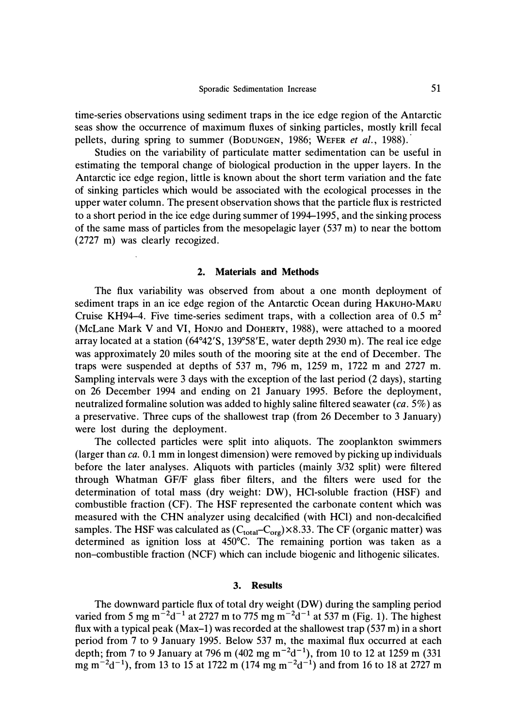time-series observations using sediment traps in the ice edge region of the Antarctic seas show the occurrence of maximum fluxes of sinking particles, mostly krill fecal pellets, during spring to summer (BODUNGEN, 1986; WEFER *et al.*, 1988).

Studies on the variability of particulate matter sedimentation can be useful in estimating the temporal change of biological production in the upper layers. In the Antarctic ice edge region, little is known about the short term variation and the fate of sinking particles which would be associated with the ecological processes in the upper water column. The present observation shows that the particle flux is restricted to a short period in the ice edge during summer of 1994–1995, and the sinking process of the same mass of particles from the mesopelagic layer (537 m) to near the bottom (2727 m) was clearly recogized.

## 2. Materials and Methods

The flux variability was observed from about a one month deployment of sediment traps in an ice edge region of the Antarctic Ocean during HAKUHO-MARU Cruise KH94–4. Five time-series sediment traps, with a collection area of 0.5 $m^2$ (McLane Mark V and VI, HONJO and DOHERTY, 1988), were attached to a moored array located at a station (64°42′S, 139°58′E, water depth 2930 m). The real ice edge was approximately 20 miles south of the mooring site at the end of December. The traps were suspended at depths of 537 m, 796 m, 1259 m, 1722 m and 2727 m. Sampling intervals were 3 days with the exception of the last period (2 days), starting on 26 December 1994 and ending on 21 January 1995. Before the deployment, neutralized formaline solution was added to highly saline filtered seawater (*ca.* 5%) as a preservative. Three cups of the shallowest trap (from 26 December to 3 January) were lost during the deployment.

The collected particles were split into aliquots. The zooplankton swimmers (larger than *ca.* 0.1 mm in longest dimension) were removed by picking up individuals before the later analyses. Aliquots with particles (mainly 3/32 split) were filtered through Whatman GF/F glass fiber filters, and the filters were used for the determination of total mass (dry weight: DW), HCl-soluble fraction (HSF) and combustible fraction (CF). The HSF represented the carbonate content which was measured with the CHN analyzer using decalcified (with HCl) and non-decalcified samples. The HSF was calculated as $(C_{total}-C_{org})\times 8.33$. The CF (organic matter) was determined as ignition loss at 450°C. The remaining portion was taken as a non-combustible fraction (NCF) which can include biogenic and lithogenic silicates.

## 3. Results

The downward particle flux of total dry weight (DW) during the sampling period varied from 5 mg $m^{-2}d^{-1}$ at 2727 m to 775 mg $m^{-2}d^{-1}$ at 537 m (Fig. 1). The highest flux with a typical peak (Max–1) was recorded at the shallowest trap (537 m) in a short period from 7 to 9 January 1995. Below 537 m, the maximal flux occurred at each depth; from 7 to 9 January at 796 m (402 mg $m^{-2}d^{-1}$), from 10 to 12 at 1259 m (331 mg $m^{-2}d^{-1}$), from 13 to 15 at 1722 m (174 mg $m^{-2}d^{-1}$) and from 16 to 18 at 2727 m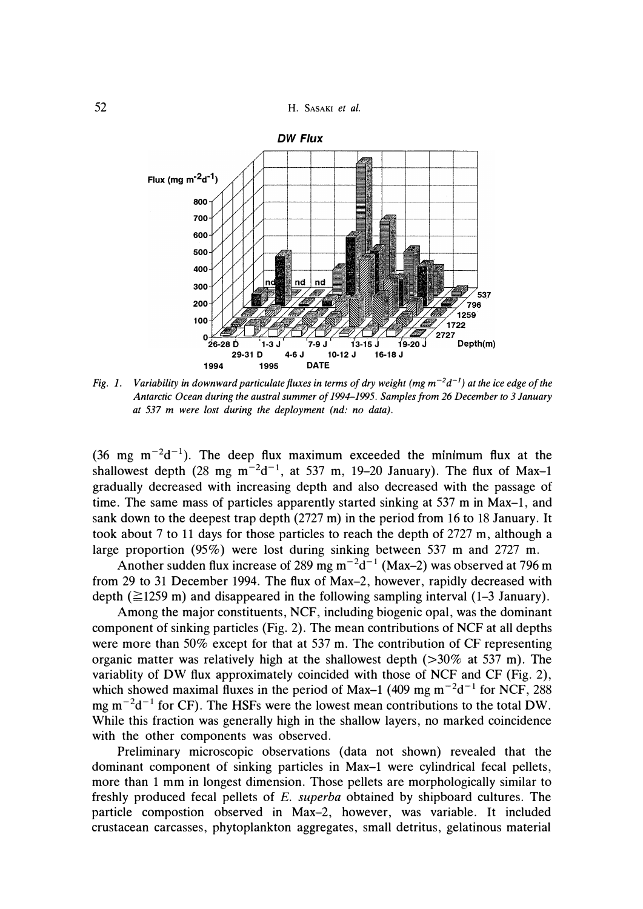Fig. 1. *Variability in downward particulate fluxes in terms of dry weight (mg $m^{-2}d^{-1}$) at the ice edge of the Antarctic Ocean during the austral summer of 1994–1995. Samples from 26 December to 3 January at 537 m were lost during the deployment (nd: no data).*

(36 mg $m^{-2}d^{-1}$). The deep flux maximum exceeded the minimum flux at the shallowest depth (28 mg $m^{-2}d^{-1}$, at 537 m, 19–20 January). The flux of Max–1 gradually decreased with increasing depth and also decreased with the passage of time. The same mass of particles apparently started sinking at 537 m in Max–1, and sank down to the deepest trap depth (2727 m) in the period from 16 to 18 January. It took about 7 to 11 days for those particles to reach the depth of 2727 m, although a large proportion (95%) were lost during sinking between 537 m and 2727 m.

Another sudden flux increase of 289 mg $m^{-2}d^{-1}$ (Max–2) was observed at 796 m from 29 to 31 December 1994. The flux of Max–2, however, rapidly decreased with depth ($\geqq$1259 m) and disappeared in the following sampling interval (1–3 January).

Among the major constituents, NCF, including biogenic opal, was the dominant component of sinking particles (Fig. 2). The mean contributions of NCF at all depths were more than 50% except for that at 537 m. The contribution of CF representing organic matter was relatively high at the shallowest depth (>30% at 537 m). The variablity of DW flux approximately coincided with those of NCF and CF (Fig. 2), which showed maximal fluxes in the period of Max–1 (409 mg $m^{-2}d^{-1}$ for NCF, 288 mg $m^{-2}d^{-1}$ for CF). The HSFs were the lowest mean contributions to the total DW. While this fraction was generally high in the shallow layers, no marked coincidence with the other components was observed.

Preliminary microscopic observations (data not shown) revealed that the dominant component of sinking particles in Max–1 were cylindrical fecal pellets, more than 1 mm in longest dimension. Those pellets are morphologically similar to freshly produced fecal pellets of *E. superba* obtained by shipboard cultures. The particle compostion observed in Max–2, however, was variable. It included crustacean carcasses, phytoplankton aggregates, small detritus, gelatinous material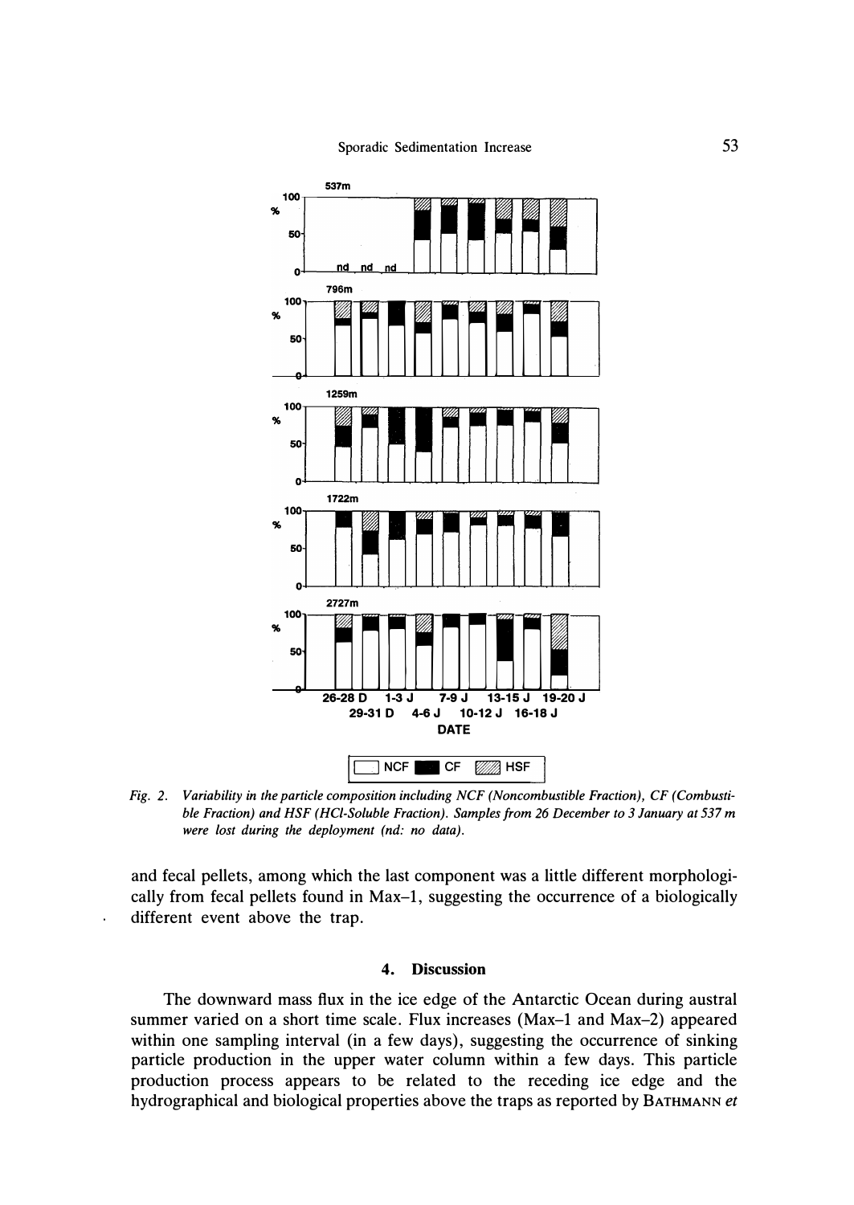Fig. 2. *Variability in the particle composition including NCF (Noncombustible Fraction), CF (Combustible Fraction) and HSF (HCl-Soluble Fraction). Samples from 26 December to 3 January at 537 m were lost during the deployment (nd: no data).*

and fecal pellets, among which the last component was a little different morphologically from fecal pellets found in Max–1, suggesting the occurrence of a biologically different event above the trap.

## 4. Discussion

The downward mass flux in the ice edge of the Antarctic Ocean during austral summer varied on a short time scale. Flux increases (Max–1 and Max–2) appeared within one sampling interval (in a few days), suggesting the occurrence of sinking particle production in the upper water column within a few days. This particle production process appears to be related to the receding ice edge and the hydrographical and biological properties above the traps as reported by BATHMANN *et*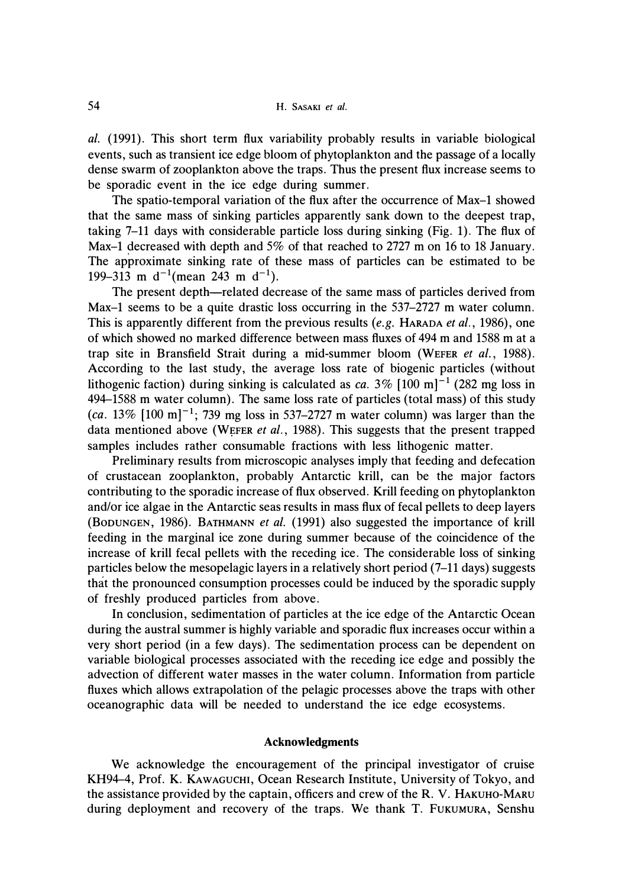al. (1991). This short term flux variability probably results in variable biological events, such as transient ice edge bloom of phytoplankton and the passage of a locally dense swarm of zooplankton above the traps. Thus the present flux increase seems to be sporadic event in the ice edge during summer.

The spatio-temporal variation of the flux after the occurrence of Max–1 showed that the same mass of sinking particles apparently sank down to the deepest trap, taking 7–11 days with considerable particle loss during sinking (Fig. 1). The flux of Max–1 decreased with depth and 5% of that reached to 2727 m on 16 to 18 January. The approximate sinking rate of these mass of particles can be estimated to be 199–313 m $d^{-1}$(mean 243 m $d^{-1}$).

The present depth—related decrease of the same mass of particles derived from Max–1 seems to be a quite drastic loss occurring in the 537–2727 m water column. This is apparently different from the previous results (*e.g.* HARADA *et al.*, 1986), one of which showed no marked difference between mass fluxes of 494 m and 1588 m at a trap site in Bransfield Strait during a mid-summer bloom (WEFER *et al.*, 1988). According to the last study, the average loss rate of biogenic particles (without lithogenic faction) during sinking is calculated as *ca.* 3% $[100\ m]^{-1}$ (282 mg loss in 494–1588 m water column). The same loss rate of particles (total mass) of this study (*ca.* 13% $[100\ m]^{-1}$; 739 mg loss in 537–2727 m water column) was larger than the data mentioned above (WEFER *et al.*, 1988). This suggests that the present trapped samples includes rather consumable fractions with less lithogenic matter.

Preliminary results from microscopic analyses imply that feeding and defecation of crustacean zooplankton, probably Antarctic krill, can be the major factors contributing to the sporadic increase of flux observed. Krill feeding on phytoplankton and/or ice algae in the Antarctic seas results in mass flux of fecal pellets to deep layers (BODUNGEN, 1986). BATHMANN *et al.* (1991) also suggested the importance of krill feeding in the marginal ice zone during summer because of the coincidence of the increase of krill fecal pellets with the receding ice. The considerable loss of sinking particles below the mesopelagic layers in a relatively short period (7–11 days) suggests that the pronounced consumption processes could be induced by the sporadic supply of freshly produced particles from above.

In conclusion, sedimentation of particles at the ice edge of the Antarctic Ocean during the austral summer is highly variable and sporadic flux increases occur within a very short period (in a few days). The sedimentation process can be dependent on variable biological processes associated with the receding ice edge and possibly the advection of different water masses in the water column. Information from particle fluxes which allows extrapolation of the pelagic processes above the traps with other oceanographic data will be needed to understand the ice edge ecosystems.

## Acknowledgments

We acknowledge the encouragement of the principal investigator of cruise KH94–4, Prof. K. KAWAGUCHI, Ocean Research Institute, University of Tokyo, and the assistance provided by the captain, officers and crew of the R. V. HAKUHO-MARU during deployment and recovery of the traps. We thank T. FUKUMURA, Senshu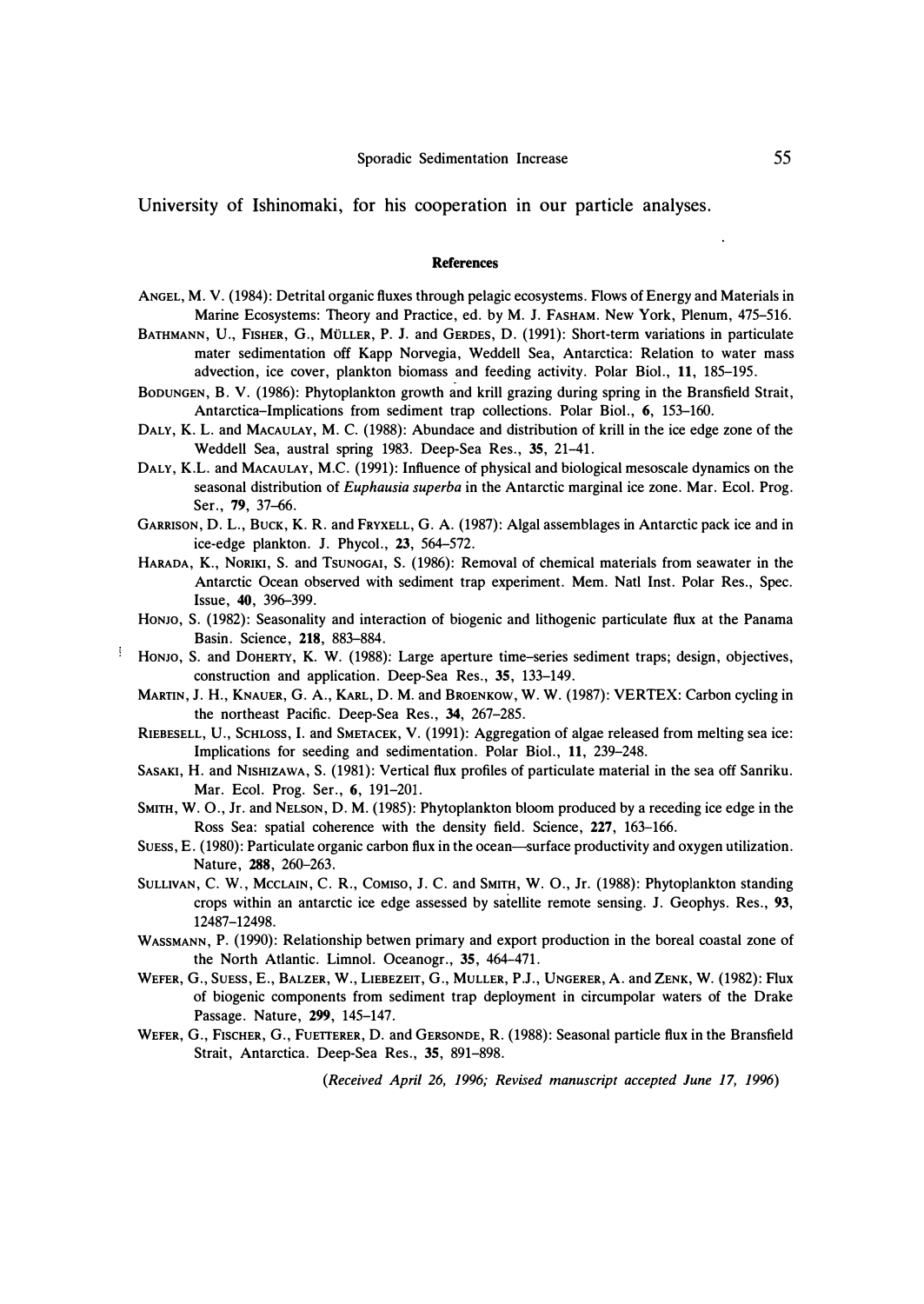University of Ishinomaki, for his cooperation in our particle analyses.

### References

ANGEL, M. V. (1984): Detrital organic fluxes through pelagic ecosystems. Flows of Energy and Materials in Marine Ecosystems: Theory and Practice, ed. by M. J. FASHAM. New York, Plenum, 475–516.

BATHMANN, U., FISHER, G., MÜLLER, P. J. and GERDES, D. (1991): Short-term variations in particulate mater sedimentation off Kapp Norvegia, Weddell Sea, Antarctica: Relation to water mass advection, ice cover, plankton biomass and feeding activity. Polar Biol., **11**, 185–195.

BODUNGEN, B. V. (1986): Phytoplankton growth and krill grazing during spring in the Bransfield Strait, Antarctica–Implications from sediment trap collections. Polar Biol., **6**, 153–160.

DALY, K. L. and MACAULAY, M. C. (1988): Abundace and distribution of krill in the ice edge zone of the Weddell Sea, austral spring 1983. Deep-Sea Res., **35**, 21–41.

DALY, K.L. and MACAULAY, M.C. (1991): Influence of physical and biological mesoscale dynamics on the seasonal distribution of *Euphausia superba* in the Antarctic marginal ice zone. Mar. Ecol. Prog. Ser., **79**, 37–66.

GARRISON, D. L., BUCK, K. R. and FRYXELL, G. A. (1987): Algal assemblages in Antarctic pack ice and in ice-edge plankton. J. Phycol., **23**, 564–572.

HARADA, K., NORIKI, S. and TSUNOGAI, S. (1986): Removal of chemical materials from seawater in the Antarctic Ocean observed with sediment trap experiment. Mem. Natl Inst. Polar Res., Spec. Issue, **40**, 396–399.

HONJO, S. (1982): Seasonality and interaction of biogenic and lithogenic particulate flux at the Panama Basin. Science, **218**, 883–884.

HONJO, S. and DOHERTY, K. W. (1988): Large aperture time-series sediment traps; design, objectives, construction and application. Deep-Sea Res., **35**, 133–149.

MARTIN, J. H., KNAUER, G. A., KARL, D. M. and BROENKOW, W. W. (1987): VERTEX: Carbon cycling in the northeast Pacific. Deep-Sea Res., **34**, 267–285.

RIEBESELL, U., SCHLOSS, I. and SMETACEK, V. (1991): Aggregation of algae released from melting sea ice: Implications for seeding and sedimentation. Polar Biol., **11**, 239–248.

SASAKI, H. and NISHIZAWA, S. (1981): Vertical flux profiles of particulate material in the sea off Sanriku. Mar. Ecol. Prog. Ser., **6**, 191–201.

SMITH, W. O., Jr. and NELSON, D. M. (1985): Phytoplankton bloom produced by a receding ice edge in the Ross Sea: spatial coherence with the density field. Science, **227**, 163–166.

SUESS, E. (1980): Particulate organic carbon flux in the ocean—surface productivity and oxygen utilization. Nature, **288**, 260–263.

SULLIVAN, C. W., MCCLAIN, C. R., COMISO, J. C. and SMITH, W. O., Jr. (1988): Phytoplankton standing crops within an antarctic ice edge assessed by satellite remote sensing. J. Geophys. Res., **93**, 12487–12498.

WASSMANN, P. (1990): Relationship betwen primary and export production in the boreal coastal zone of the North Atlantic. Limnol. Oceanogr., **35**, 464–471.

WEFER, G., SUESS, E., BALZER, W., LIEBEZEIT, G., MULLER, P.J., UNGERER, A. and ZENK, W. (1982): Flux of biogenic components from sediment trap deployment in circumpolar waters of the Drake Passage. Nature, **299**, 145–147.

WEFER, G., FISCHER, G., FUETTERER, D. and GERSONDE, R. (1988): Seasonal particle flux in the Bransfield Strait, Antarctica. Deep-Sea Res., **35**, 891–898.

*(Received April 26, 1996; Revised manuscript accepted June 17, 1996)*